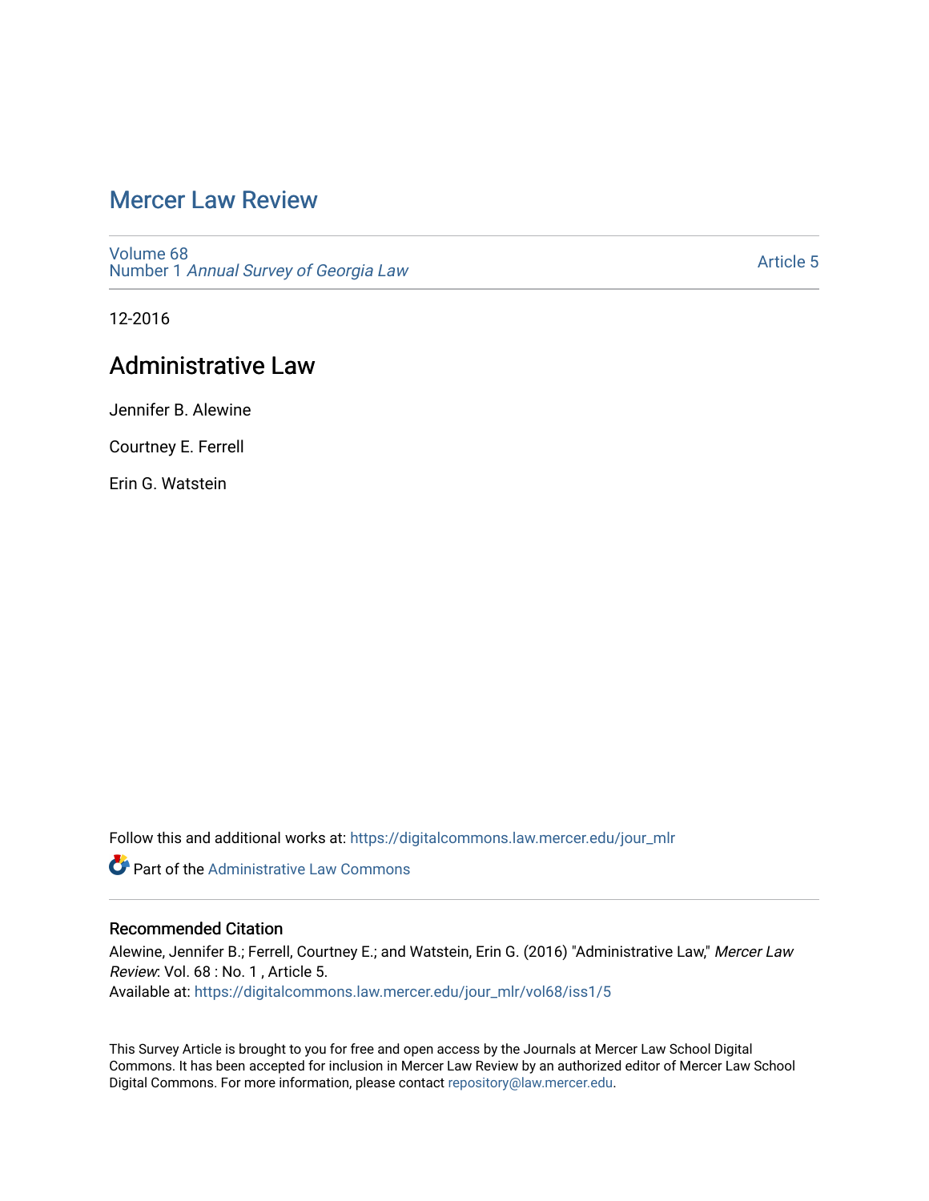# Mercer Law Review

Volume 68
Number 1 *Annual Survey of Georgia Law*

Article 5

12-2016

## Administrative Law

Jennifer B. Alewine

Courtney E. Ferrell

Erin G. Watstein

Follow this and additional works at: https://digitalcommons.law.mercer.edu/jour_mlr

Part of the Administrative Law Commons

### Recommended Citation

Alewine, Jennifer B.; Ferrell, Courtney E.; and Watstein, Erin G. (2016) "Administrative Law," *Mercer Law Review*: Vol. 68 : No. 1 , Article 5.
Available at: https://digitalcommons.law.mercer.edu/jour_mlr/vol68/iss1/5

This Survey Article is brought to you for free and open access by the Journals at Mercer Law School Digital Commons. It has been accepted for inclusion in Mercer Law Review by an authorized editor of Mercer Law School Digital Commons. For more information, please contact repository@law.mercer.edu.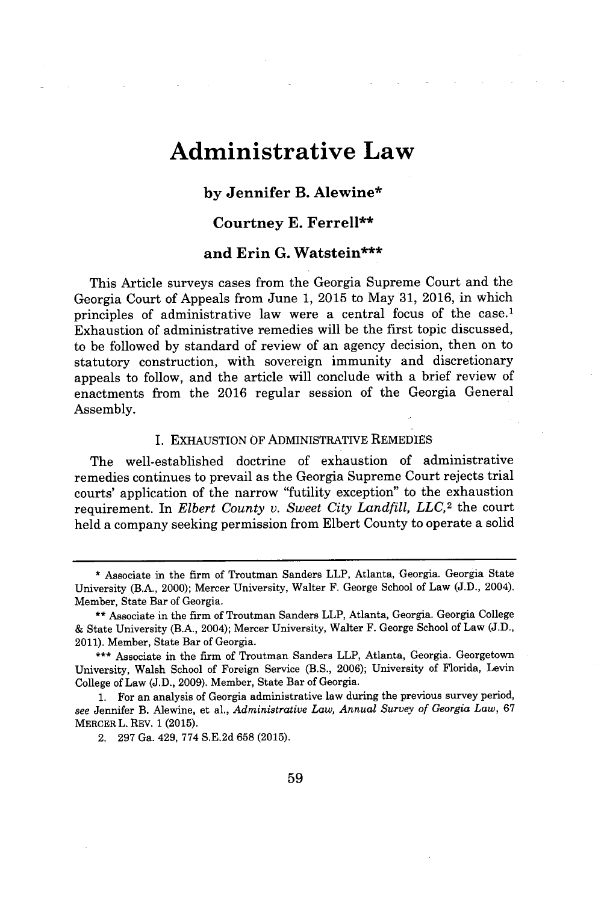# Administrative Law

**by Jennifer B. Alewine\***

**Courtney E. Ferrell\*\***

**and Erin G. Watstein\*\*\***

This Article surveys cases from the Georgia Supreme Court and the Georgia Court of Appeals from June 1, 2015 to May 31, 2016, in which principles of administrative law were a central focus of the case.[1] Exhaustion of administrative remedies will be the first topic discussed, to be followed by standard of review of an agency decision, then on to statutory construction, with sovereign immunity and discretionary appeals to follow, and the article will conclude with a brief review of enactments from the 2016 regular session of the Georgia General Assembly.

## I. EXHAUSTION OF ADMINISTRATIVE REMEDIES

The well-established doctrine of exhaustion of administrative remedies continues to prevail as the Georgia Supreme Court rejects trial courts' application of the narrow "futility exception" to the exhaustion requirement. In *Elbert County v. Sweet City Landfill, LLC*,[2] the court held a company seeking permission from Elbert County to operate a solid

---

\* Associate in the firm of Troutman Sanders LLP, Atlanta, Georgia. Georgia State University (B.A., 2000); Mercer University, Walter F. George School of Law (J.D., 2004). Member, State Bar of Georgia.

\*\* Associate in the firm of Troutman Sanders LLP, Atlanta, Georgia. Georgia College & State University (B.A., 2004); Mercer University, Walter F. George School of Law (J.D., 2011). Member, State Bar of Georgia.

\*\*\* Associate in the firm of Troutman Sanders LLP, Atlanta, Georgia. Georgetown University, Walsh School of Foreign Service (B.S., 2006); University of Florida, Levin College of Law (J.D., 2009). Member, State Bar of Georgia.

1. For an analysis of Georgia administrative law during the previous survey period, *see* Jennifer B. Alewine, et al., *Administrative Law, Annual Survey of Georgia Law*, 67 MERCER L. REV. 1 (2015).

2. 297 Ga. 429, 774 S.E.2d 658 (2015).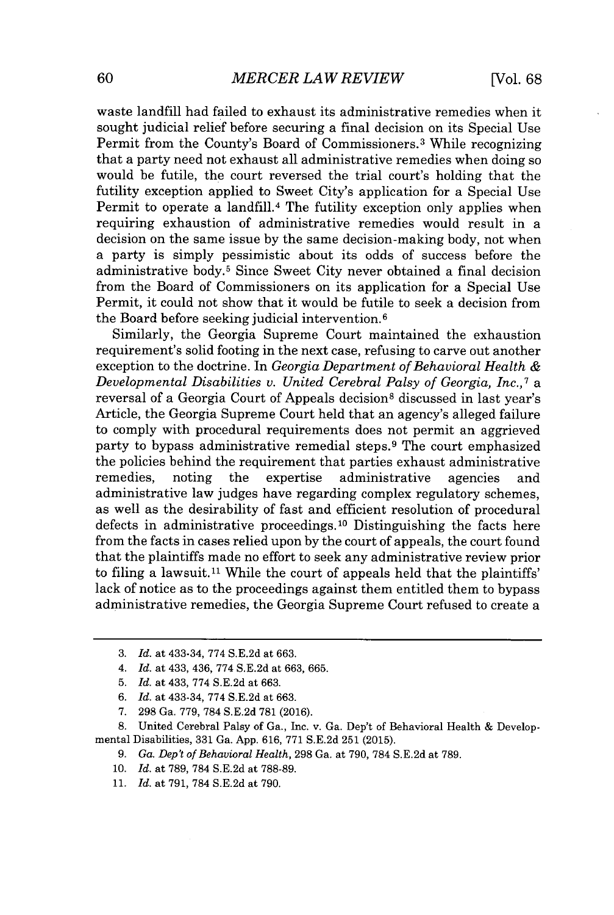waste landfill had failed to exhaust its administrative remedies when it sought judicial relief before securing a final decision on its Special Use Permit from the County's Board of Commissioners.[3] While recognizing that a party need not exhaust all administrative remedies when doing so would be futile, the court reversed the trial court's holding that the futility exception applied to Sweet City's application for a Special Use Permit to operate a landfill.[4] The futility exception only applies when requiring exhaustion of administrative remedies would result in a decision on the same issue by the same decision-making body, not when a party is simply pessimistic about its odds of success before the administrative body.[5] Since Sweet City never obtained a final decision from the Board of Commissioners on its application for a Special Use Permit, it could not show that it would be futile to seek a decision from the Board before seeking judicial intervention.[6]

Similarly, the Georgia Supreme Court maintained the exhaustion requirement's solid footing in the next case, refusing to carve out another exception to the doctrine. In *Georgia Department of Behavioral Health & Developmental Disabilities v. United Cerebral Palsy of Georgia, Inc.*,[7] a reversal of a Georgia Court of Appeals decision[8] discussed in last year's Article, the Georgia Supreme Court held that an agency's alleged failure to comply with procedural requirements does not permit an aggrieved party to bypass administrative remedial steps.[9] The court emphasized the policies behind the requirement that parties exhaust administrative remedies, noting the expertise administrative agencies and administrative law judges have regarding complex regulatory schemes, as well as the desirability of fast and efficient resolution of procedural defects in administrative proceedings.[10] Distinguishing the facts here from the facts in cases relied upon by the court of appeals, the court found that the plaintiffs made no effort to seek any administrative review prior to filing a lawsuit.[11] While the court of appeals held that the plaintiffs' lack of notice as to the proceedings against them entitled them to bypass administrative remedies, the Georgia Supreme Court refused to create a

---

3. *Id.* at 433-34, 774 S.E.2d at 663.

4. *Id.* at 433, 436, 774 S.E.2d at 663, 665.

5. *Id.* at 433, 774 S.E.2d at 663.

6. *Id.* at 433-34, 774 S.E.2d at 663.

7. 298 Ga. 779, 784 S.E.2d 781 (2016).

8. United Cerebral Palsy of Ga., Inc. v. Ga. Dep't of Behavioral Health & Developmental Disabilities, 331 Ga. App. 616, 771 S.E.2d 251 (2015).

9. *Ga. Dep't of Behavioral Health*, 298 Ga. at 790, 784 S.E.2d at 789.

10. *Id.* at 789, 784 S.E.2d at 788-89.

11. *Id.* at 791, 784 S.E.2d at 790.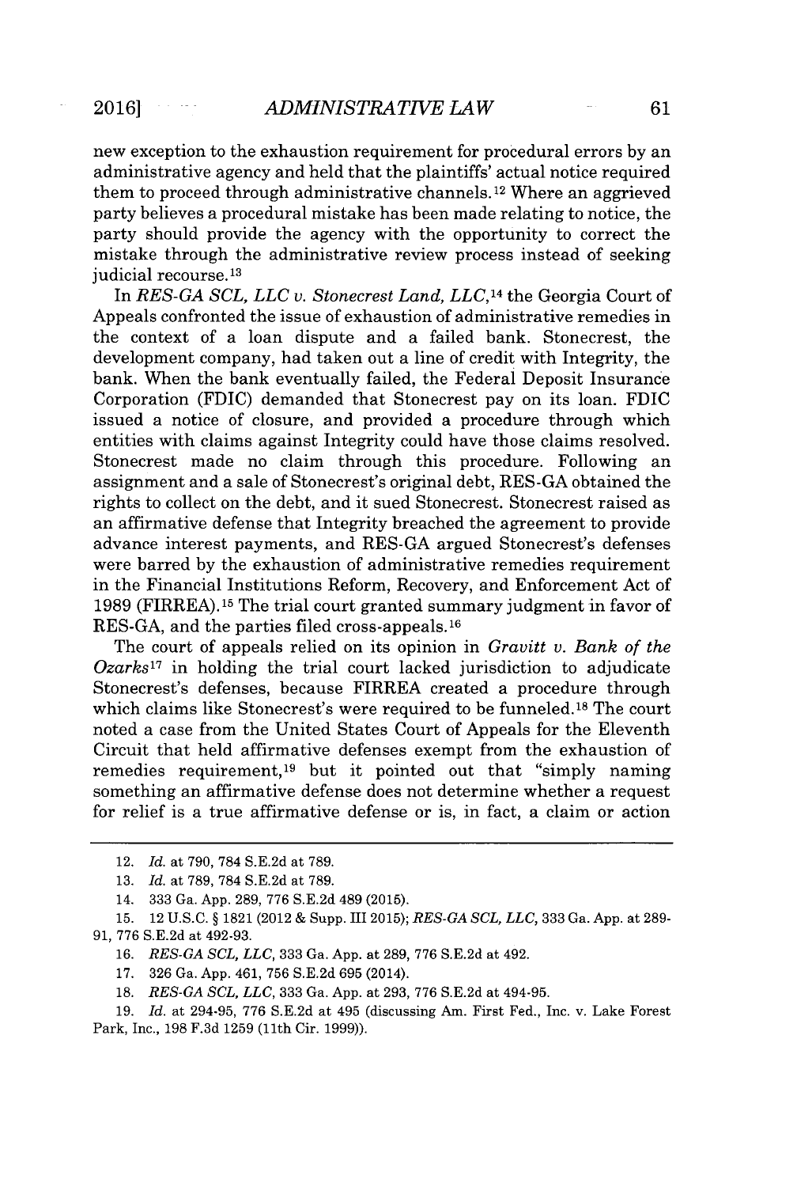new exception to the exhaustion requirement for procedural errors by an administrative agency and held that the plaintiffs' actual notice required them to proceed through administrative channels.[12] Where an aggrieved party believes a procedural mistake has been made relating to notice, the party should provide the agency with the opportunity to correct the mistake through the administrative review process instead of seeking judicial recourse.[13]

In *RES-GA SCL, LLC v. Stonecrest Land, LLC*,[14] the Georgia Court of Appeals confronted the issue of exhaustion of administrative remedies in the context of a loan dispute and a failed bank. Stonecrest, the development company, had taken out a line of credit with Integrity, the bank. When the bank eventually failed, the Federal Deposit Insurance Corporation (FDIC) demanded that Stonecrest pay on its loan. FDIC issued a notice of closure, and provided a procedure through which entities with claims against Integrity could have those claims resolved. Stonecrest made no claim through this procedure. Following an assignment and a sale of Stonecrest's original debt, RES-GA obtained the rights to collect on the debt, and it sued Stonecrest. Stonecrest raised as an affirmative defense that Integrity breached the agreement to provide advance interest payments, and RES-GA argued Stonecrest's defenses were barred by the exhaustion of administrative remedies requirement in the Financial Institutions Reform, Recovery, and Enforcement Act of 1989 (FIRREA).[15] The trial court granted summary judgment in favor of RES-GA, and the parties filed cross-appeals.[16]

The court of appeals relied on its opinion in *Gravitt v. Bank of the Ozarks*[17] in holding the trial court lacked jurisdiction to adjudicate Stonecrest's defenses, because FIRREA created a procedure through which claims like Stonecrest's were required to be funneled.[18] The court noted a case from the United States Court of Appeals for the Eleventh Circuit that held affirmative defenses exempt from the exhaustion of remedies requirement,[19] but it pointed out that "simply naming something an affirmative defense does not determine whether a request for relief is a true affirmative defense or is, in fact, a claim or action

12. *Id.* at 790, 784 S.E.2d at 789.

13. *Id.* at 789, 784 S.E.2d at 789.

14. 333 Ga. App. 289, 776 S.E.2d 489 (2015).

15. 12 U.S.C. § 1821 (2012 & Supp. III 2015); *RES-GA SCL, LLC*, 333 Ga. App. at 289-91, 776 S.E.2d at 492-93.

16. *RES-GA SCL, LLC*, 333 Ga. App. at 289, 776 S.E.2d at 492.

17. 326 Ga. App. 461, 756 S.E.2d 695 (2014).

18. *RES-GA SCL, LLC*, 333 Ga. App. at 293, 776 S.E.2d at 494-95.

19. *Id.* at 294-95, 776 S.E.2d at 495 (discussing Am. First Fed., Inc. v. Lake Forest Park, Inc., 198 F.3d 1259 (11th Cir. 1999)).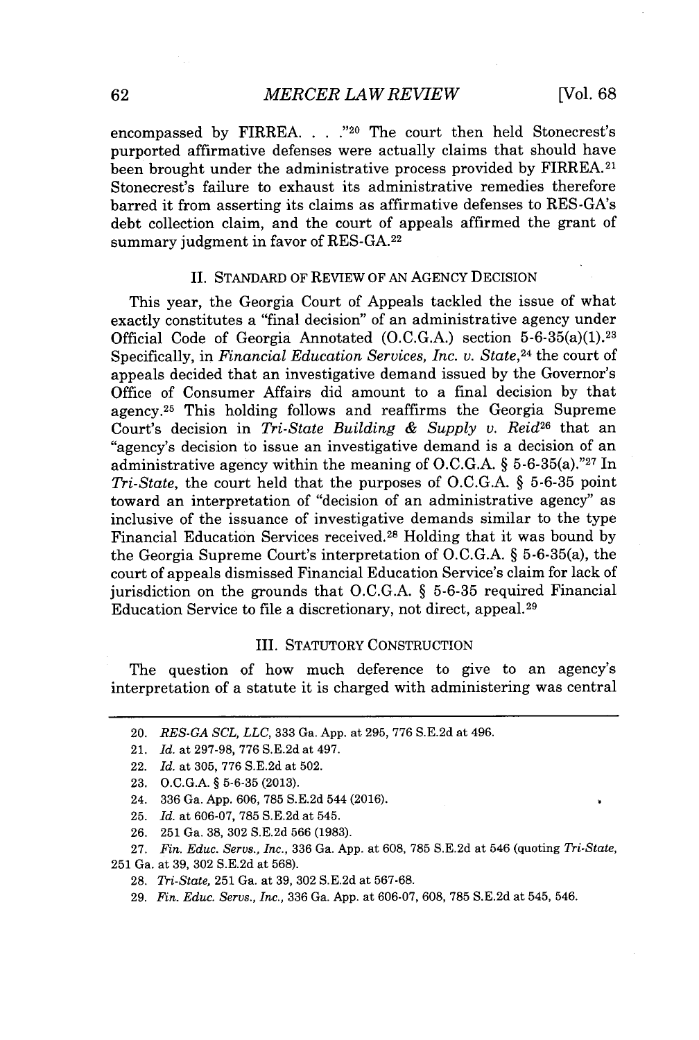encompassed by FIRREA. . . ."[20] The court then held Stonecrest's purported affirmative defenses were actually claims that should have been brought under the administrative process provided by FIRREA.[21] Stonecrest's failure to exhaust its administrative remedies therefore barred it from asserting its claims as affirmative defenses to RES-GA's debt collection claim, and the court of appeals affirmed the grant of summary judgment in favor of RES-GA.[22]

## II. STANDARD OF REVIEW OF AN AGENCY DECISION

This year, the Georgia Court of Appeals tackled the issue of what exactly constitutes a "final decision" of an administrative agency under Official Code of Georgia Annotated (O.C.G.A.) section 5-6-35(a)(1).[23] Specifically, in *Financial Education Services, Inc. v. State*,[24] the court of appeals decided that an investigative demand issued by the Governor's Office of Consumer Affairs did amount to a final decision by that agency.[25] This holding follows and reaffirms the Georgia Supreme Court's decision in *Tri-State Building & Supply v. Reid*[26] that an "agency's decision to issue an investigative demand is a decision of an administrative agency within the meaning of O.C.G.A. § 5-6-35(a)."[27] In *Tri-State*, the court held that the purposes of O.C.G.A. § 5-6-35 point toward an interpretation of "decision of an administrative agency" as inclusive of the issuance of investigative demands similar to the type Financial Education Services received.[28] Holding that it was bound by the Georgia Supreme Court's interpretation of O.C.G.A. § 5-6-35(a), the court of appeals dismissed Financial Education Service's claim for lack of jurisdiction on the grounds that O.C.G.A. § 5-6-35 required Financial Education Service to file a discretionary, not direct, appeal.[29]

## III. STATUTORY CONSTRUCTION

The question of how much deference to give to an agency's interpretation of a statute it is charged with administering was central

---

20. *RES-GA SCL, LLC*, 333 Ga. App. at 295, 776 S.E.2d at 496.
21. *Id.* at 297-98, 776 S.E.2d at 497.
22. *Id.* at 305, 776 S.E.2d at 502.
23. O.C.G.A. § 5-6-35 (2013).
24. 336 Ga. App. 606, 785 S.E.2d 544 (2016).
25. *Id.* at 606-07, 785 S.E.2d at 545.
26. 251 Ga. 38, 302 S.E.2d 566 (1983).
27. *Fin. Educ. Servs., Inc.*, 336 Ga. App. at 608, 785 S.E.2d at 546 (quoting *Tri-State*, 251 Ga. at 39, 302 S.E.2d at 568).
28. *Tri-State*, 251 Ga. at 39, 302 S.E.2d at 567-68.
29. *Fin. Educ. Servs., Inc.*, 336 Ga. App. at 606-07, 608, 785 S.E.2d at 545, 546.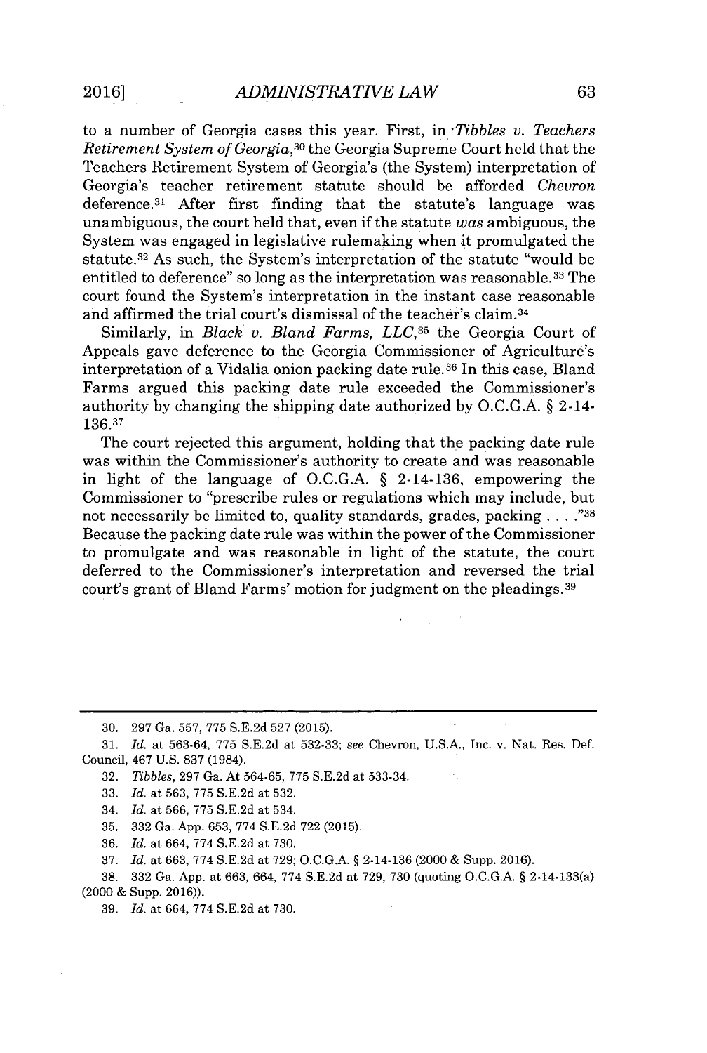to a number of Georgia cases this year. First, in *Tibbles v. Teachers Retirement System of Georgia*,[30] the Georgia Supreme Court held that the Teachers Retirement System of Georgia's (the System) interpretation of Georgia's teacher retirement statute should be afforded *Chevron* deference.[31] After first finding that the statute's language was unambiguous, the court held that, even if the statute *was* ambiguous, the System was engaged in legislative rulemaking when it promulgated the statute.[32] As such, the System's interpretation of the statute "would be entitled to deference" so long as the interpretation was reasonable.[33] The court found the System's interpretation in the instant case reasonable and affirmed the trial court's dismissal of the teacher's claim.[34]

Similarly, in *Black v. Bland Farms, LLC*,[35] the Georgia Court of Appeals gave deference to the Georgia Commissioner of Agriculture's interpretation of a Vidalia onion packing date rule.[36] In this case, Bland Farms argued this packing date rule exceeded the Commissioner's authority by changing the shipping date authorized by O.C.G.A. § 2-14-136.[37]

The court rejected this argument, holding that the packing date rule was within the Commissioner's authority to create and was reasonable in light of the language of O.C.G.A. § 2-14-136, empowering the Commissioner to "prescribe rules or regulations which may include, but not necessarily be limited to, quality standards, grades, packing . . . ."[38] Because the packing date rule was within the power of the Commissioner to promulgate and was reasonable in light of the statute, the court deferred to the Commissioner's interpretation and reversed the trial court's grant of Bland Farms' motion for judgment on the pleadings.[39]

---

30. 297 Ga. 557, 775 S.E.2d 527 (2015).

31. *Id.* at 563-64, 775 S.E.2d at 532-33; *see* Chevron, U.S.A., Inc. v. Nat. Res. Def. Council, 467 U.S. 837 (1984).

32. *Tibbles*, 297 Ga. At 564-65, 775 S.E.2d at 533-34.

33. *Id.* at 563, 775 S.E.2d at 532.

34. *Id.* at 566, 775 S.E.2d at 534.

35. 332 Ga. App. 653, 774 S.E.2d 722 (2015).

36. *Id.* at 664, 774 S.E.2d at 730.

37. *Id.* at 663, 774 S.E.2d at 729; O.C.G.A. § 2-14-136 (2000 & Supp. 2016).

38. 332 Ga. App. at 663, 664, 774 S.E.2d at 729, 730 (quoting O.C.G.A. § 2-14-133(a) (2000 & Supp. 2016)).

39. *Id.* at 664, 774 S.E.2d at 730.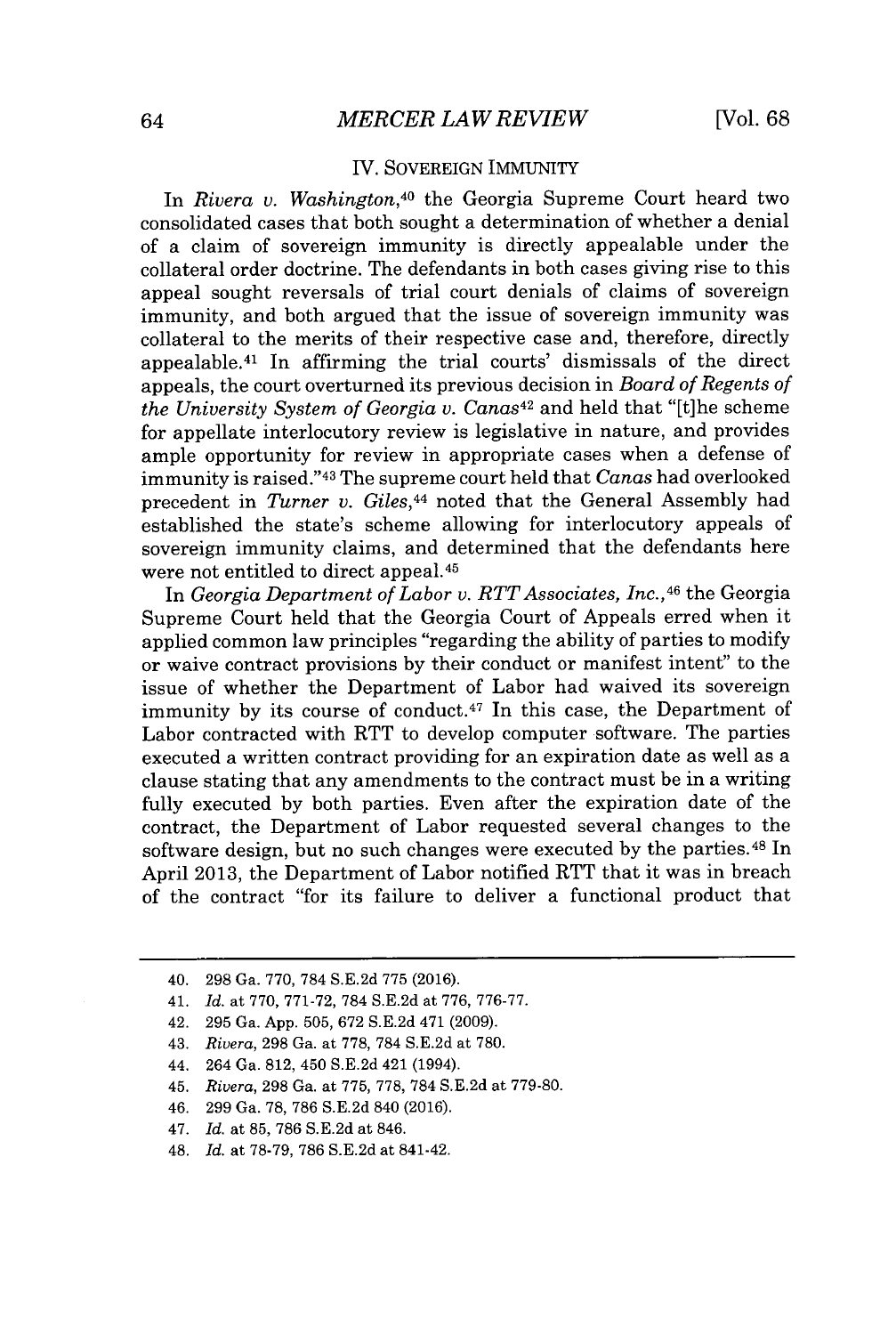## IV. SOVEREIGN IMMUNITY

In *Rivera v. Washington*,[40] the Georgia Supreme Court heard two consolidated cases that both sought a determination of whether a denial of a claim of sovereign immunity is directly appealable under the collateral order doctrine. The defendants in both cases giving rise to this appeal sought reversals of trial court denials of claims of sovereign immunity, and both argued that the issue of sovereign immunity was collateral to the merits of their respective case and, therefore, directly appealable.[41] In affirming the trial courts' dismissals of the direct appeals, the court overturned its previous decision in *Board of Regents of the University System of Georgia v. Canas*[42] and held that "[t]he scheme for appellate interlocutory review is legislative in nature, and provides ample opportunity for review in appropriate cases when a defense of immunity is raised."[43] The supreme court held that *Canas* had overlooked precedent in *Turner v. Giles*,[44] noted that the General Assembly had established the state's scheme allowing for interlocutory appeals of sovereign immunity claims, and determined that the defendants here were not entitled to direct appeal.[45]

In *Georgia Department of Labor v. RTT Associates, Inc.*,[46] the Georgia Supreme Court held that the Georgia Court of Appeals erred when it applied common law principles "regarding the ability of parties to modify or waive contract provisions by their conduct or manifest intent" to the issue of whether the Department of Labor had waived its sovereign immunity by its course of conduct.[47] In this case, the Department of Labor contracted with RTT to develop computer software. The parties executed a written contract providing for an expiration date as well as a clause stating that any amendments to the contract must be in a writing fully executed by both parties. Even after the expiration date of the contract, the Department of Labor requested several changes to the software design, but no such changes were executed by the parties.[48] In April 2013, the Department of Labor notified RTT that it was in breach of the contract "for its failure to deliver a functional product that

---

40. 298 Ga. 770, 784 S.E.2d 775 (2016).
41. *Id.* at 770, 771-72, 784 S.E.2d at 776, 776-77.
42. 295 Ga. App. 505, 672 S.E.2d 471 (2009).
43. *Rivera*, 298 Ga. at 778, 784 S.E.2d at 780.
44. 264 Ga. 812, 450 S.E.2d 421 (1994).
45. *Rivera*, 298 Ga. at 775, 778, 784 S.E.2d at 779-80.
46. 299 Ga. 78, 786 S.E.2d 840 (2016).
47. *Id.* at 85, 786 S.E.2d at 846.
48. *Id.* at 78-79, 786 S.E.2d at 841-42.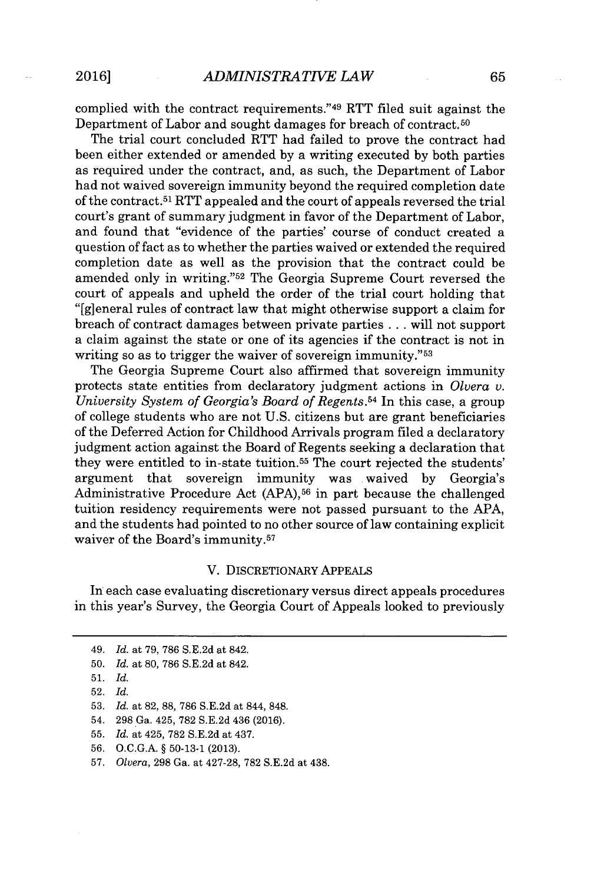complied with the contract requirements."[49] RTT filed suit against the Department of Labor and sought damages for breach of contract.[50]

The trial court concluded RTT had failed to prove the contract had been either extended or amended by a writing executed by both parties as required under the contract, and, as such, the Department of Labor had not waived sovereign immunity beyond the required completion date of the contract.[51] RTT appealed and the court of appeals reversed the trial court's grant of summary judgment in favor of the Department of Labor, and found that "evidence of the parties' course of conduct created a question of fact as to whether the parties waived or extended the required completion date as well as the provision that the contract could be amended only in writing."[52] The Georgia Supreme Court reversed the court of appeals and upheld the order of the trial court holding that "[g]eneral rules of contract law that might otherwise support a claim for breach of contract damages between private parties . . . will not support a claim against the state or one of its agencies if the contract is not in writing so as to trigger the waiver of sovereign immunity."[53]

The Georgia Supreme Court also affirmed that sovereign immunity protects state entities from declaratory judgment actions in *Olvera v. University System of Georgia's Board of Regents*.[54] In this case, a group of college students who are not U.S. citizens but are grant beneficiaries of the Deferred Action for Childhood Arrivals program filed a declaratory judgment action against the Board of Regents seeking a declaration that they were entitled to in-state tuition.[55] The court rejected the students' argument that sovereign immunity was waived by Georgia's Administrative Procedure Act (APA),[56] in part because the challenged tuition residency requirements were not passed pursuant to the APA, and the students had pointed to no other source of law containing explicit waiver of the Board's immunity.[57]

## V. DISCRETIONARY APPEALS

In each case evaluating discretionary versus direct appeals procedures in this year's Survey, the Georgia Court of Appeals looked to previously

---

49. *Id.* at 79, 786 S.E.2d at 842.

50. *Id.* at 80, 786 S.E.2d at 842.

51. *Id.*

52. *Id.*

53. *Id.* at 82, 88, 786 S.E.2d at 844, 848.

54. 298 Ga. 425, 782 S.E.2d 436 (2016).

55. *Id.* at 425, 782 S.E.2d at 437.

56. O.C.G.A. § 50-13-1 (2013).

57. *Olvera*, 298 Ga. at 427-28, 782 S.E.2d at 438.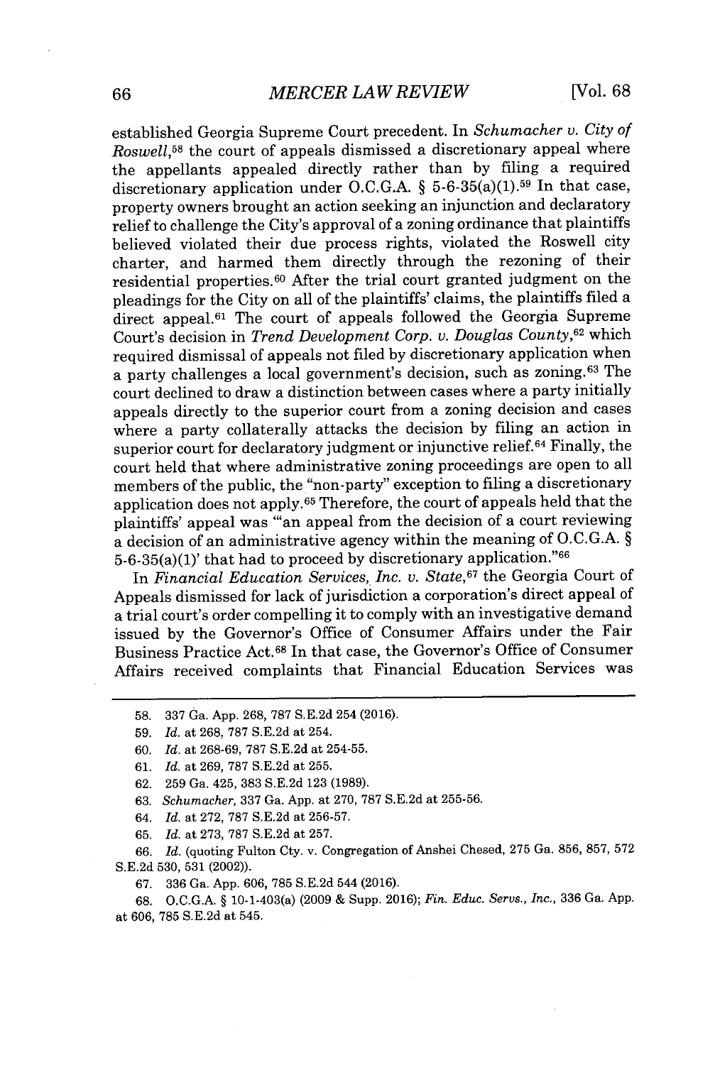established Georgia Supreme Court precedent. In *Schumacher v. City of Roswell*,[58] the court of appeals dismissed a discretionary appeal where the appellants appealed directly rather than by filing a required discretionary application under O.C.G.A. § 5-6-35(a)(1).[59] In that case, property owners brought an action seeking an injunction and declaratory relief to challenge the City's approval of a zoning ordinance that plaintiffs believed violated their due process rights, violated the Roswell city charter, and harmed them directly through the rezoning of their residential properties.[60] After the trial court granted judgment on the pleadings for the City on all of the plaintiffs' claims, the plaintiffs filed a direct appeal.[61] The court of appeals followed the Georgia Supreme Court's decision in *Trend Development Corp. v. Douglas County*,[62] which required dismissal of appeals not filed by discretionary application when a party challenges a local government's decision, such as zoning.[63] The court declined to draw a distinction between cases where a party initially appeals directly to the superior court from a zoning decision and cases where a party collaterally attacks the decision by filing an action in superior court for declaratory judgment or injunctive relief.[64] Finally, the court held that where administrative zoning proceedings are open to all members of the public, the "non-party" exception to filing a discretionary application does not apply.[65] Therefore, the court of appeals held that the plaintiffs' appeal was "'an appeal from the decision of a court reviewing a decision of an administrative agency within the meaning of O.C.G.A. § 5-6-35(a)(1)' that had to proceed by discretionary application."[66]

In *Financial Education Services, Inc. v. State*,[67] the Georgia Court of Appeals dismissed for lack of jurisdiction a corporation's direct appeal of a trial court's order compelling it to comply with an investigative demand issued by the Governor's Office of Consumer Affairs under the Fair Business Practice Act.[68] In that case, the Governor's Office of Consumer Affairs received complaints that Financial Education Services was

---

58. 337 Ga. App. 268, 787 S.E.2d 254 (2016).

59. *Id.* at 268, 787 S.E.2d at 254.

60. *Id.* at 268-69, 787 S.E.2d at 254-55.

61. *Id.* at 269, 787 S.E.2d at 255.

62. 259 Ga. 425, 383 S.E.2d 123 (1989).

63. *Schumacher*, 337 Ga. App. at 270, 787 S.E.2d at 255-56.

64. *Id.* at 272, 787 S.E.2d at 256-57.

65. *Id.* at 273, 787 S.E.2d at 257.

66. *Id.* (quoting Fulton Cty. v. Congregation of Anshei Chesed, 275 Ga. 856, 857, 572 S.E.2d 530, 531 (2002)).

67. 336 Ga. App. 606, 785 S.E.2d 544 (2016).

68. O.C.G.A. § 10-1-403(a) (2009 & Supp. 2016); *Fin. Educ. Servs., Inc.*, 336 Ga. App. at 606, 785 S.E.2d at 545.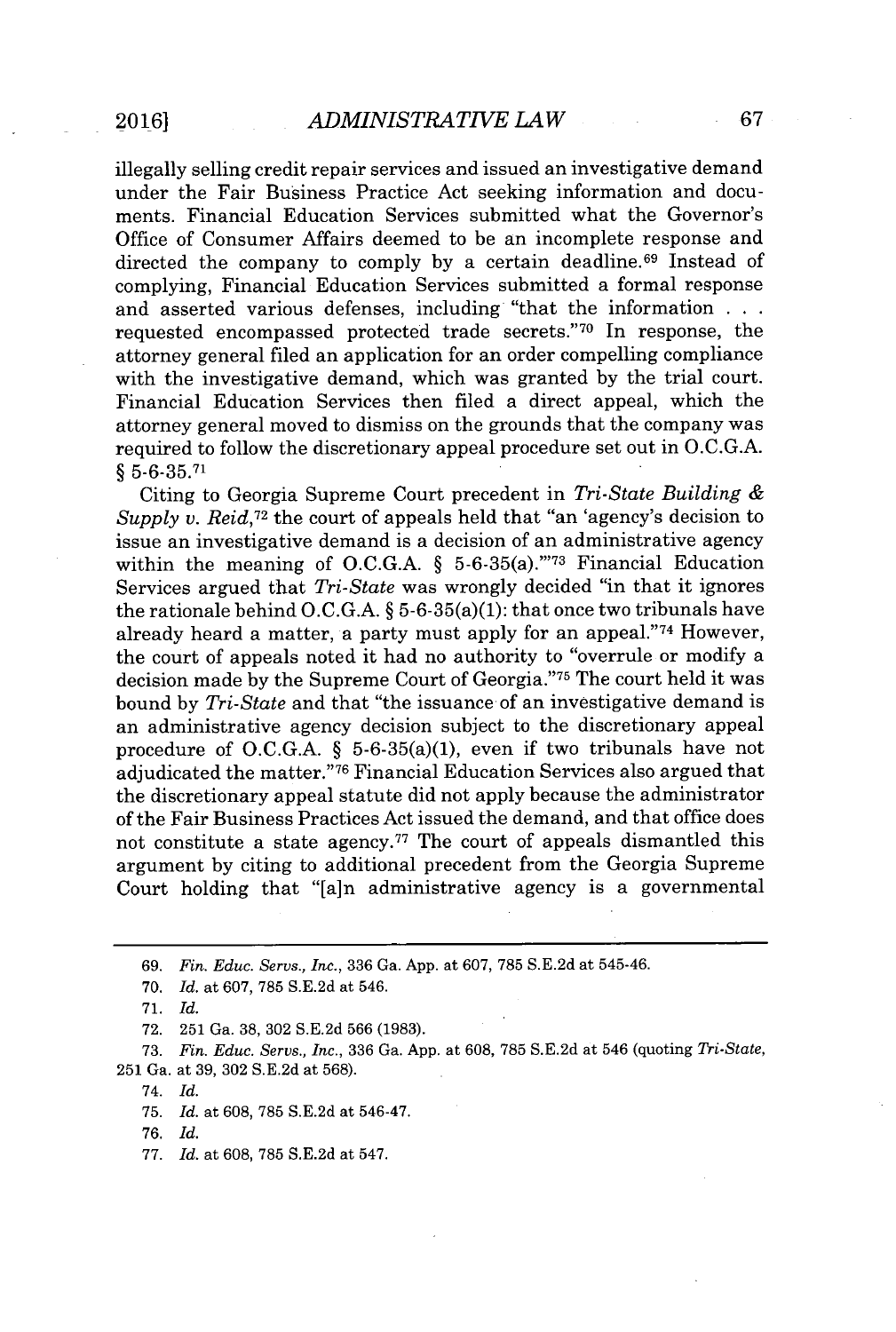illegally selling credit repair services and issued an investigative demand under the Fair Business Practice Act seeking information and documents. Financial Education Services submitted what the Governor's Office of Consumer Affairs deemed to be an incomplete response and directed the company to comply by a certain deadline.[69] Instead of complying, Financial Education Services submitted a formal response and asserted various defenses, including "that the information . . . requested encompassed protected trade secrets."[70] In response, the attorney general filed an application for an order compelling compliance with the investigative demand, which was granted by the trial court. Financial Education Services then filed a direct appeal, which the attorney general moved to dismiss on the grounds that the company was required to follow the discretionary appeal procedure set out in O.C.G.A. § 5-6-35.[71]

Citing to Georgia Supreme Court precedent in *Tri-State Building & Supply v. Reid*,[72] the court of appeals held that "an 'agency's decision to issue an investigative demand is a decision of an administrative agency within the meaning of O.C.G.A. § 5-6-35(a).'"[73] Financial Education Services argued that *Tri-State* was wrongly decided "in that it ignores the rationale behind O.C.G.A. § 5-6-35(a)(1): that once two tribunals have already heard a matter, a party must apply for an appeal."[74] However, the court of appeals noted it had no authority to "overrule or modify a decision made by the Supreme Court of Georgia."[75] The court held it was bound by *Tri-State* and that "the issuance of an investigative demand is an administrative agency decision subject to the discretionary appeal procedure of O.C.G.A. § 5-6-35(a)(1), even if two tribunals have not adjudicated the matter."[76] Financial Education Services also argued that the discretionary appeal statute did not apply because the administrator of the Fair Business Practices Act issued the demand, and that office does not constitute a state agency.[77] The court of appeals dismantled this argument by citing to additional precedent from the Georgia Supreme Court holding that "[a]n administrative agency is a governmental

---

69. *Fin. Educ. Servs., Inc.*, 336 Ga. App. at 607, 785 S.E.2d at 545-46.

70. *Id.* at 607, 785 S.E.2d at 546.

71. *Id.*

72. 251 Ga. 38, 302 S.E.2d 566 (1983).

73. *Fin. Educ. Servs., Inc.*, 336 Ga. App. at 608, 785 S.E.2d at 546 (quoting *Tri-State*, 251 Ga. at 39, 302 S.E.2d at 568).

74. *Id.*

75. *Id.* at 608, 785 S.E.2d at 546-47.

76. *Id.*

77. *Id.* at 608, 785 S.E.2d at 547.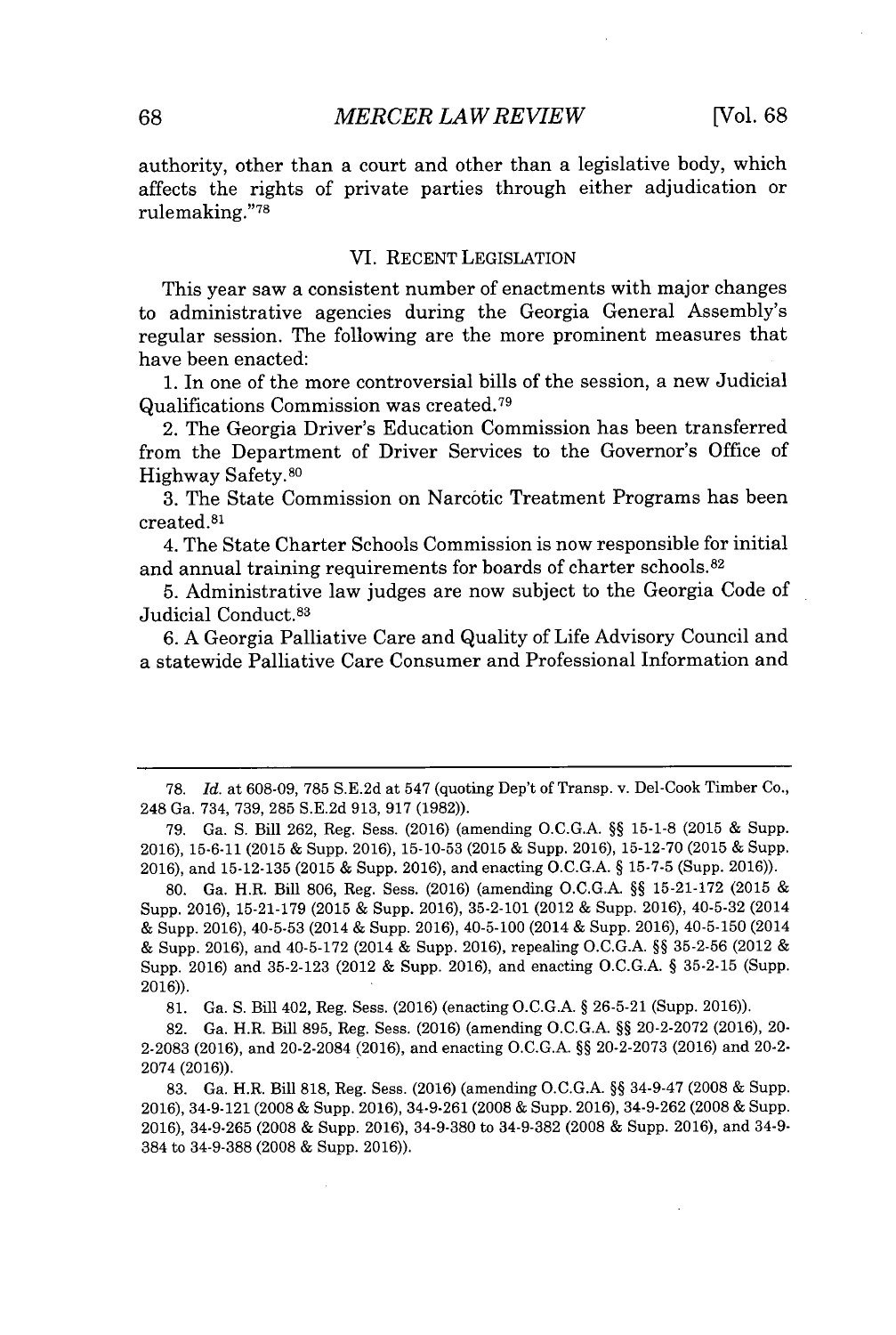authority, other than a court and other than a legislative body, which affects the rights of private parties through either adjudication or rulemaking."[78]

## VI. RECENT LEGISLATION

This year saw a consistent number of enactments with major changes to administrative agencies during the Georgia General Assembly's regular session. The following are the more prominent measures that have been enacted:

1. In one of the more controversial bills of the session, a new Judicial Qualifications Commission was created.[79]

2. The Georgia Driver's Education Commission has been transferred from the Department of Driver Services to the Governor's Office of Highway Safety.[80]

3. The State Commission on Narcotic Treatment Programs has been created.[81]

4. The State Charter Schools Commission is now responsible for initial and annual training requirements for boards of charter schools.[82]

5. Administrative law judges are now subject to the Georgia Code of Judicial Conduct.[83]

6. A Georgia Palliative Care and Quality of Life Advisory Council and a statewide Palliative Care Consumer and Professional Information and

---

78. *Id.* at 608-09, 785 S.E.2d at 547 (quoting Dep't of Transp. v. Del-Cook Timber Co., 248 Ga. 734, 739, 285 S.E.2d 913, 917 (1982)).

79. Ga. S. Bill 262, Reg. Sess. (2016) (amending O.C.G.A. §§ 15-1-8 (2015 & Supp. 2016), 15-6-11 (2015 & Supp. 2016), 15-10-53 (2015 & Supp. 2016), 15-12-70 (2015 & Supp. 2016), and 15-12-135 (2015 & Supp. 2016), and enacting O.C.G.A. § 15-7-5 (Supp. 2016)).

80. Ga. H.R. Bill 806, Reg. Sess. (2016) (amending O.C.G.A. §§ 15-21-172 (2015 & Supp. 2016), 15-21-179 (2015 & Supp. 2016), 35-2-101 (2012 & Supp. 2016), 40-5-32 (2014 & Supp. 2016), 40-5-53 (2014 & Supp. 2016), 40-5-100 (2014 & Supp. 2016), 40-5-150 (2014 & Supp. 2016), and 40-5-172 (2014 & Supp. 2016), repealing O.C.G.A. §§ 35-2-56 (2012 & Supp. 2016) and 35-2-123 (2012 & Supp. 2016), and enacting O.C.G.A. § 35-2-15 (Supp. 2016)).

81. Ga. S. Bill 402, Reg. Sess. (2016) (enacting O.C.G.A. § 26-5-21 (Supp. 2016)).

82. Ga. H.R. Bill 895, Reg. Sess. (2016) (amending O.C.G.A. §§ 20-2-2072 (2016), 20-2-2083 (2016), and 20-2-2084 (2016), and enacting O.C.G.A. §§ 20-2-2073 (2016) and 20-2-2074 (2016)).

83. Ga. H.R. Bill 818, Reg. Sess. (2016) (amending O.C.G.A. §§ 34-9-47 (2008 & Supp. 2016), 34-9-121 (2008 & Supp. 2016), 34-9-261 (2008 & Supp. 2016), 34-9-262 (2008 & Supp. 2016), 34-9-265 (2008 & Supp. 2016), 34-9-380 to 34-9-382 (2008 & Supp. 2016), and 34-9-384 to 34-9-388 (2008 & Supp. 2016)).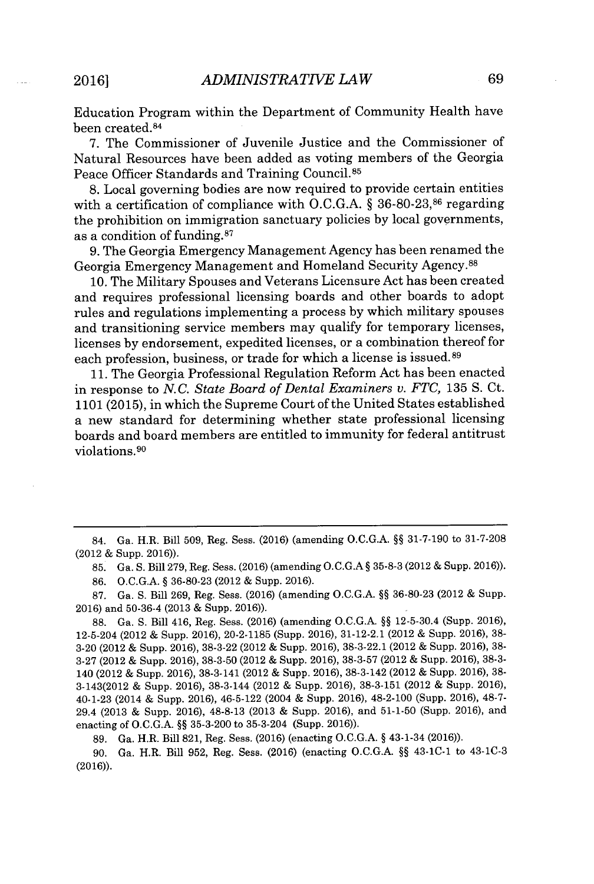Education Program within the Department of Community Health have been created.[84]

7. The Commissioner of Juvenile Justice and the Commissioner of Natural Resources have been added as voting members of the Georgia Peace Officer Standards and Training Council.[85]

8. Local governing bodies are now required to provide certain entities with a certification of compliance with O.C.G.A. § 36-80-23,[86] regarding the prohibition on immigration sanctuary policies by local governments, as a condition of funding.[87]

9. The Georgia Emergency Management Agency has been renamed the Georgia Emergency Management and Homeland Security Agency.[88]

10. The Military Spouses and Veterans Licensure Act has been created and requires professional licensing boards and other boards to adopt rules and regulations implementing a process by which military spouses and transitioning service members may qualify for temporary licenses, licenses by endorsement, expedited licenses, or a combination thereof for each profession, business, or trade for which a license is issued.[89]

11. The Georgia Professional Regulation Reform Act has been enacted in response to *N.C. State Board of Dental Examiners v. FTC*, 135 S. Ct. 1101 (2015), in which the Supreme Court of the United States established a new standard for determining whether state professional licensing boards and board members are entitled to immunity for federal antitrust violations.[90]

---

84. Ga. H.R. Bill 509, Reg. Sess. (2016) (amending O.C.G.A. §§ 31-7-190 to 31-7-208 (2012 & Supp. 2016)).

85. Ga. S. Bill 279, Reg. Sess. (2016) (amending O.C.G.A § 35-8-3 (2012 & Supp. 2016)).

86. O.C.G.A. § 36-80-23 (2012 & Supp. 2016).

87. Ga. S. Bill 269, Reg. Sess. (2016) (amending O.C.G.A. §§ 36-80-23 (2012 & Supp. 2016) and 50-36-4 (2013 & Supp. 2016)).

88. Ga. S. Bill 416, Reg. Sess. (2016) (amending O.C.G.A. §§ 12-5-30.4 (Supp. 2016), 12-5-204 (2012 & Supp. 2016), 20-2-1185 (Supp. 2016), 31-12-2.1 (2012 & Supp. 2016), 38-3-20 (2012 & Supp. 2016), 38-3-22 (2012 & Supp. 2016), 38-3-22.1 (2012 & Supp. 2016), 38-3-27 (2012 & Supp. 2016), 38-3-50 (2012 & Supp. 2016), 38-3-57 (2012 & Supp. 2016), 38-3-140 (2012 & Supp. 2016), 38-3-141 (2012 & Supp. 2016), 38-3-142 (2012 & Supp. 2016), 38-3-143(2012 & Supp. 2016), 38-3-144 (2012 & Supp. 2016), 38-3-151 (2012 & Supp. 2016), 40-1-23 (2014 & Supp. 2016), 46-5-122 (2004 & Supp. 2016), 48-2-100 (Supp. 2016), 48-7-29.4 (2013 & Supp. 2016), 48-8-13 (2013 & Supp. 2016), and 51-1-50 (Supp. 2016), and enacting of O.C.G.A. §§ 35-3-200 to 35-3-204 (Supp. 2016)).

89. Ga. H.R. Bill 821, Reg. Sess. (2016) (enacting O.C.G.A. § 43-1-34 (2016)).

90. Ga. H.R. Bill 952, Reg. Sess. (2016) (enacting O.C.G.A. §§ 43-1C-1 to 43-1C-3 (2016)).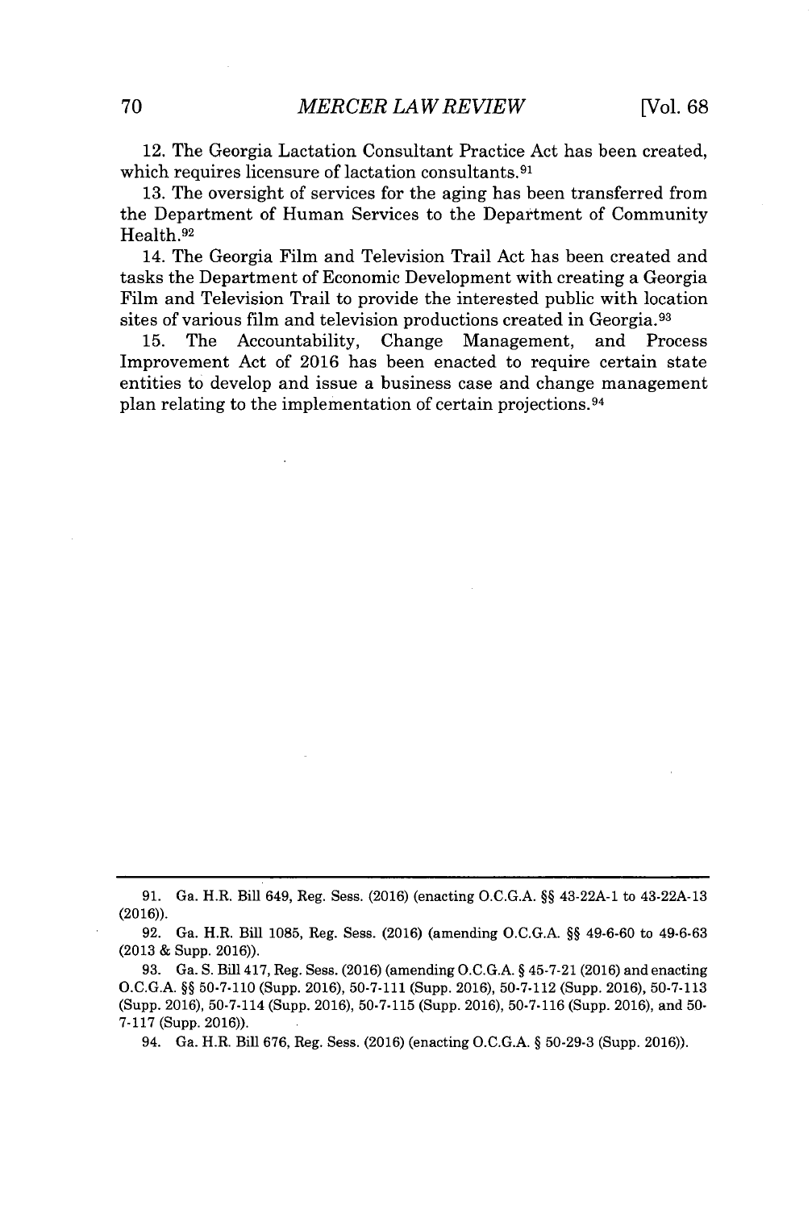12. The Georgia Lactation Consultant Practice Act has been created, which requires licensure of lactation consultants.[91]

13. The oversight of services for the aging has been transferred from the Department of Human Services to the Department of Community Health.[92]

14. The Georgia Film and Television Trail Act has been created and tasks the Department of Economic Development with creating a Georgia Film and Television Trail to provide the interested public with location sites of various film and television productions created in Georgia.[93]

15. The Accountability, Change Management, and Process Improvement Act of 2016 has been enacted to require certain state entities to develop and issue a business case and change management plan relating to the implementation of certain projections.[94]

---

91. Ga. H.R. Bill 649, Reg. Sess. (2016) (enacting O.C.G.A. §§ 43-22A-1 to 43-22A-13 (2016)).

92. Ga. H.R. Bill 1085, Reg. Sess. (2016) (amending O.C.G.A. §§ 49-6-60 to 49-6-63 (2013 & Supp. 2016)).

93. Ga. S. Bill 417, Reg. Sess. (2016) (amending O.C.G.A. § 45-7-21 (2016) and enacting O.C.G.A. §§ 50-7-110 (Supp. 2016), 50-7-111 (Supp. 2016), 50-7-112 (Supp. 2016), 50-7-113 (Supp. 2016), 50-7-114 (Supp. 2016), 50-7-115 (Supp. 2016), 50-7-116 (Supp. 2016), and 50-7-117 (Supp. 2016)).

94. Ga. H.R. Bill 676, Reg. Sess. (2016) (enacting O.C.G.A. § 50-29-3 (Supp. 2016)).